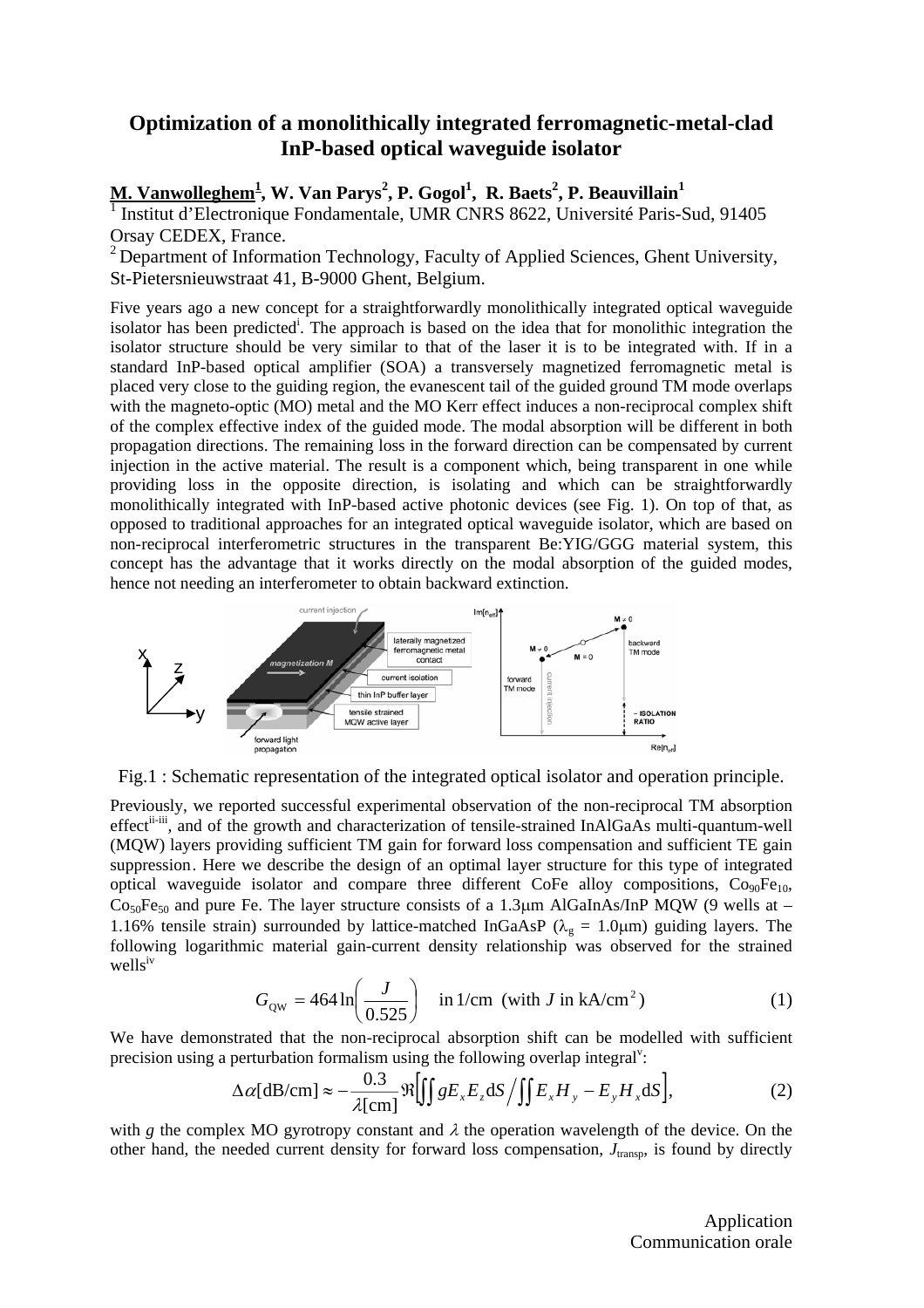# Optimization of a monolithically integrated ferromagnetic-metal-clad InP-based optical waveguide isolator

**M. Vanwolleghem[1], W. Van Parys[2], P. Gogol[1], R. Baets[2], P. Beauvillain[1]**

[1] Institut d'Electronique Fondamentale, UMR CNRS 8622, Université Paris-Sud, 91405 Orsay CEDEX, France.

[2] Department of Information Technology, Faculty of Applied Sciences, Ghent University, St-Pietersnieuwstraat 41, B-9000 Ghent, Belgium.

Five years ago a new concept for a straightforwardly monolithically integrated optical waveguide isolator has been predicted[i]. The approach is based on the idea that for monolithic integration the isolator structure should be very similar to that of the laser it is to be integrated with. If in a standard InP-based optical amplifier (SOA) a transversely magnetized ferromagnetic metal is placed very close to the guiding region, the evanescent tail of the guided ground TM mode overlaps with the magneto-optic (MO) metal and the MO Kerr effect induces a non-reciprocal complex shift of the complex effective index of the guided mode. The modal absorption will be different in both propagation directions. The remaining loss in the forward direction can be compensated by current injection in the active material. The result is a component which, being transparent in one while providing loss in the opposite direction, is isolating and which can be straightforwardly monolithically integrated with InP-based active photonic devices (see Fig. 1). On top of that, as opposed to traditional approaches for an integrated optical waveguide isolator, which are based on non-reciprocal interferometric structures in the transparent Be:YIG/GGG material system, this concept has the advantage that it works directly on the modal absorption of the guided modes, hence not needing an interferometer to obtain backward extinction.

Fig.1 : Schematic representation of the integrated optical isolator and operation principle.

Previously, we reported successful experimental observation of the non-reciprocal TM absorption effect[ii-iii], and of the growth and characterization of tensile-strained InAlGaAs multi-quantum-well (MQW) layers providing sufficient TM gain for forward loss compensation and sufficient TE gain suppression. Here we describe the design of an optimal layer structure for this type of integrated optical waveguide isolator and compare three different CoFe alloy compositions, $Co_{90}Fe_{10}$, $Co_{50}Fe_{50}$ and pure Fe. The layer structure consists of a 1.3μm AlGaInAs/InP MQW (9 wells at –1.16% tensile strain) surrounded by lattice-matched InGaAsP ($\lambda_g$ = 1.0μm) guiding layers. The following logarithmic material gain-current density relationship was observed for the strained wells[iv]

$$G_{\mathrm{QW}} = 464 \ln\left(\frac{J}{0.525}\right) \quad \text{in } 1/\text{cm} \;\; (\text{with } J \text{ in kA/cm}^2) \tag{1}$$

We have demonstrated that the non-reciprocal absorption shift can be modelled with sufficient precision using a perturbation formalism using the following overlap integral[v]:

$$\Delta\alpha[\text{dB/cm}] \approx -\frac{0.3}{\lambda[\text{cm}]}\Re\left[\iint gE_x E_z \mathrm{d}S \Big/ \iint E_x H_y - E_y H_x \mathrm{d}S\right], \tag{2}$$

with $g$ the complex MO gyrotropy constant and $\lambda$ the operation wavelength of the device. On the other hand, the needed current density for forward loss compensation, $J_{\mathrm{transp}}$, is found by directly

Application
Communication orale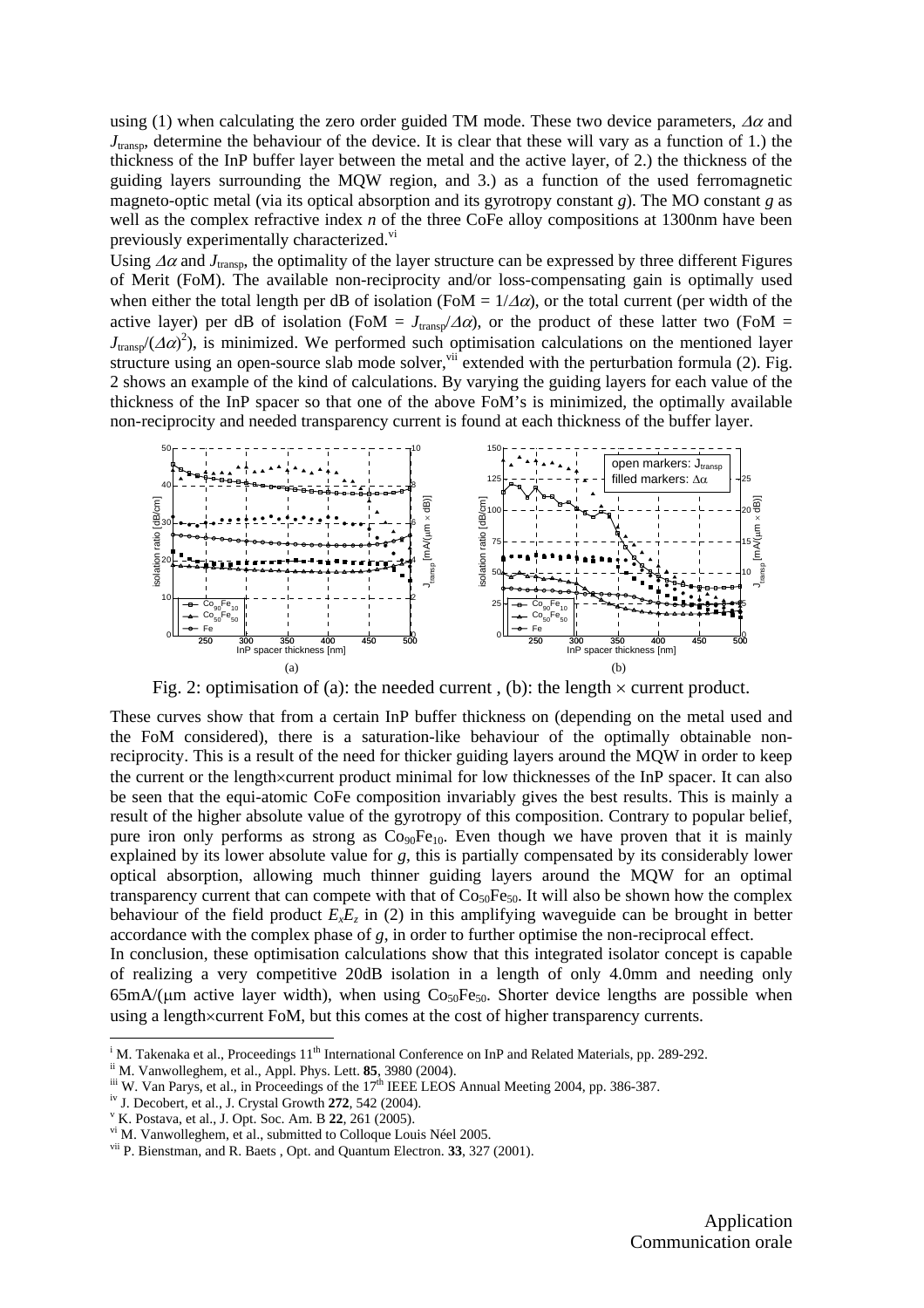using (1) when calculating the zero order guided TM mode. These two device parameters, $\Delta\alpha$ and $J_{transp}$, determine the behaviour of the device. It is clear that these will vary as a function of 1.) the thickness of the InP buffer layer between the metal and the active layer, of 2.) the thickness of the guiding layers surrounding the MQW region, and 3.) as a function of the used ferromagnetic magneto-optic metal (via its optical absorption and its gyrotropy constant $g$). The MO constant $g$ as well as the complex refractive index $n$ of the three CoFe alloy compositions at 1300nm have been previously experimentally characterized.[vi]

Using $\Delta\alpha$ and $J_{transp}$, the optimality of the layer structure can be expressed by three different Figures of Merit (FoM). The available non-reciprocity and/or loss-compensating gain is optimally used when either the total length per dB of isolation (FoM = $1/\Delta\alpha$), or the total current (per width of the active layer) per dB of isolation (FoM = $J_{transp}/\Delta\alpha$), or the product of these latter two (FoM = $J_{transp}/(\Delta\alpha)^2$), is minimized. We performed such optimisation calculations on the mentioned layer structure using an open-source slab mode solver,[vii] extended with the perturbation formula (2). Fig. 2 shows an example of the kind of calculations. By varying the guiding layers for each value of the thickness of the InP spacer so that one of the above FoM's is minimized, the optimally available non-reciprocity and needed transparency current is found at each thickness of the buffer layer.

(a)
isolation ratio [dB/cm]
$J_{transp}$ [mA/(μm × dB)]
InP spacer thickness [nm]
$Co_{90}Fe_{10}$
$Co_{50}Fe_{50}$
Fe

(b)
open markers: $J_{transp}$
filled markers: Δα
isolation ratio [dB/cm]
$J_{transp}$ [mA/(μm × dB)]
InP spacer thickness [nm]
$Co_{90}Fe_{10}$
$Co_{50}Fe_{50}$
Fe

Fig. 2: optimisation of (a): the needed current , (b): the length × current product.

These curves show that from a certain InP buffer thickness on (depending on the metal used and the FoM considered), there is a saturation-like behaviour of the optimally obtainable non-reciprocity. This is a result of the need for thicker guiding layers around the MQW in order to keep the current or the length×current product minimal for low thicknesses of the InP spacer. It can also be seen that the equi-atomic CoFe composition invariably gives the best results. This is mainly a result of the higher absolute value of the gyrotropy of this composition. Contrary to popular belief, pure iron only performs as strong as $Co_{90}Fe_{10}$. Even though we have proven that it is mainly explained by its lower absolute value for $g$, this is partially compensated by its considerably lower optical absorption, allowing much thinner guiding layers around the MQW for an optimal transparency current that can compete with that of $Co_{50}Fe_{50}$. It will also be shown how the complex behaviour of the field product $E_xE_z$ in (2) in this amplifying waveguide can be brought in better accordance with the complex phase of $g$, in order to further optimise the non-reciprocal effect.

In conclusion, these optimisation calculations show that this integrated isolator concept is capable of realizing a very competitive 20dB isolation in a length of only 4.0mm and needing only 65mA/(μm active layer width), when using $Co_{50}Fe_{50}$. Shorter device lengths are possible when using a length×current FoM, but this comes at the cost of higher transparency currents.

---

[i] M. Takenaka et al., Proceedings 11th International Conference on InP and Related Materials, pp. 289-292.
[ii] M. Vanwolleghem, et al., Appl. Phys. Lett. **85**, 3980 (2004).
[iii] W. Van Parys, et al., in Proceedings of the 17th IEEE LEOS Annual Meeting 2004, pp. 386-387.
[iv] J. Decobert, et al., J. Crystal Growth **272**, 542 (2004).
[v] K. Postava, et al., J. Opt. Soc. Am. B **22**, 261 (2005).
[vi] M. Vanwolleghem, et al., submitted to Colloque Louis Néel 2005.
[vii] P. Bienstman, and R. Baets , Opt. and Quantum Electron. **33**, 327 (2001).

Application
Communication orale